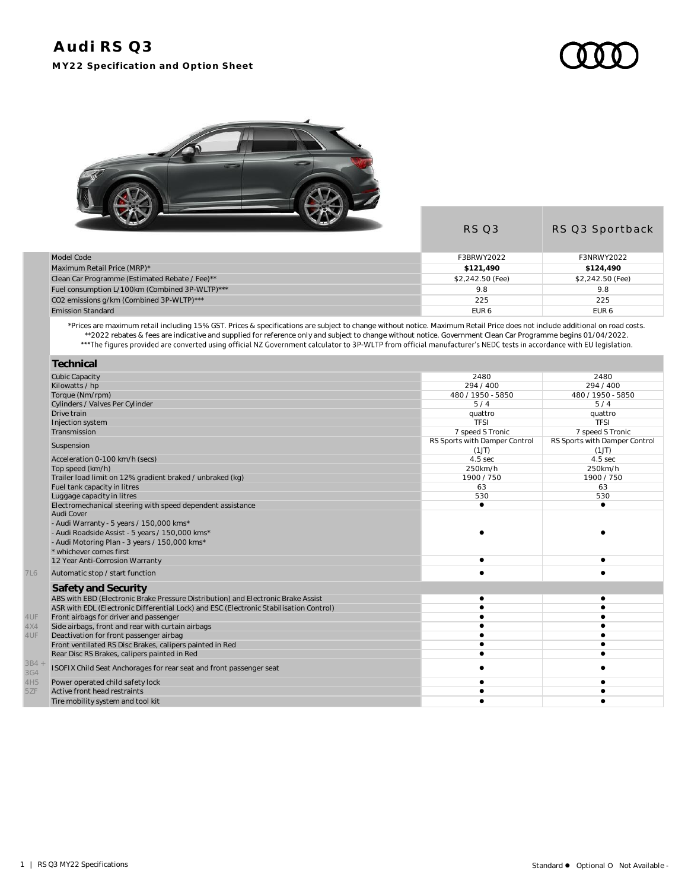# Audi RS Q3

**MY22 Specification and Option Sheet**

| | | RS Q3 | RS Q3 Sportback |
|---|---|---|---|
| | Model Code | F3BRWY2022 | F3NRWY2022 |
| | Maximum Retail Price (MRP)* | **$121,490** | **$124,490** |
| | Clean Car Programme (Estimated Rebate / Fee)** | $2,242.50 (Fee) | $2,242.50 (Fee) |
| | Fuel consumption L/100km (Combined 3P-WLTP)*** | 9.8 | 9.8 |
| | $CO_2$ emissions g/km (Combined 3P-WLTP)*** | 225 | 225 |
| | Emission Standard | EUR 6 | EUR 6 |

*Prices are maximum retail including 15% GST. Prices & specifications are subject to change without notice. Maximum Retail Price does not include additional on road costs.
**2022 rebates & fees are indicative and supplied for reference only and subject to change without notice. Government Clean Car Programme begins 01/04/2022.
***The figures provided are converted using official NZ Government calculator to 3P-WLTP from official manufacturer's NEDC tests in accordance with EU legislation.

| | **Technical** | RS Q3 | RS Q3 Sportback |
|---|---|---|---|
| | Cubic Capacity | 2480 | 2480 |
| | Kilowatts / hp | 294 / 400 | 294 / 400 |
| | Torque (Nm/rpm) | 480 / 1950 - 5850 | 480 / 1950 - 5850 |
| | Cylinders / Valves Per Cylinder | 5 / 4 | 5 / 4 |
| | Drive train | quattro | quattro |
| | Injection system | TFSI | TFSI |
| | Transmission | 7 speed S Tronic | 7 speed S Tronic |
| | Suspension | RS Sports with Damper Control (1JT) | RS Sports with Damper Control (1JT) |
| | Acceleration 0-100 km/h (secs) | 4.5 sec | 4.5 sec |
| | Top speed (km/h) | 250km/h | 250km/h |
| | Trailer load limit on 12% gradient braked / unbraked (kg) | 1900 / 750 | 1900 / 750 |
| | Fuel tank capacity in litres | 63 | 63 |
| | Luggage capacity in litres | 530 | 530 |
| | Electromechanical steering with speed dependent assistance | ● | ● |
| | Audi Cover<br>- Audi Warranty - 5 years / 150,000 kms*<br>- Audi Roadside Assist - 5 years / 150,000 kms*<br>- Audi Motoring Plan - 3 years / 150,000 kms*<br>* whichever comes first | ● | ● |
| | 12 Year Anti-Corrosion Warranty | ● | ● |
| 7L6 | Automatic stop / start function | ● | ● |

| | **Safety and Security** | RS Q3 | RS Q3 Sportback |
|---|---|---|---|
| | ABS with EBD (Electronic Brake Pressure Distribution) and Electronic Brake Assist | ● | ● |
| | ASR with EDL (Electronic Differential Lock) and ESC (Electronic Stabilisation Control) | ● | ● |
| 4UF | Front airbags for driver and passenger | ● | ● |
| 4X4 | Side airbags, front and rear with curtain airbags | ● | ● |
| 4UF | Deactivation for front passenger airbag | ● | ● |
| | Front ventilated RS Disc Brakes, calipers painted in Red | ● | ● |
| | Rear Disc RS Brakes, calipers painted in Red | ● | ● |
| 3B4 + 3G4 | ISOFIX Child Seat Anchorages for rear seat and front passenger seat | ● | ● |
| 4H5 | Power operated child safety lock | ● | ● |
| 5ZF | Active front head restraints | ● | ● |
| | Tire mobility system and tool kit | ● | ● |

Standard ● Optional O Not Available -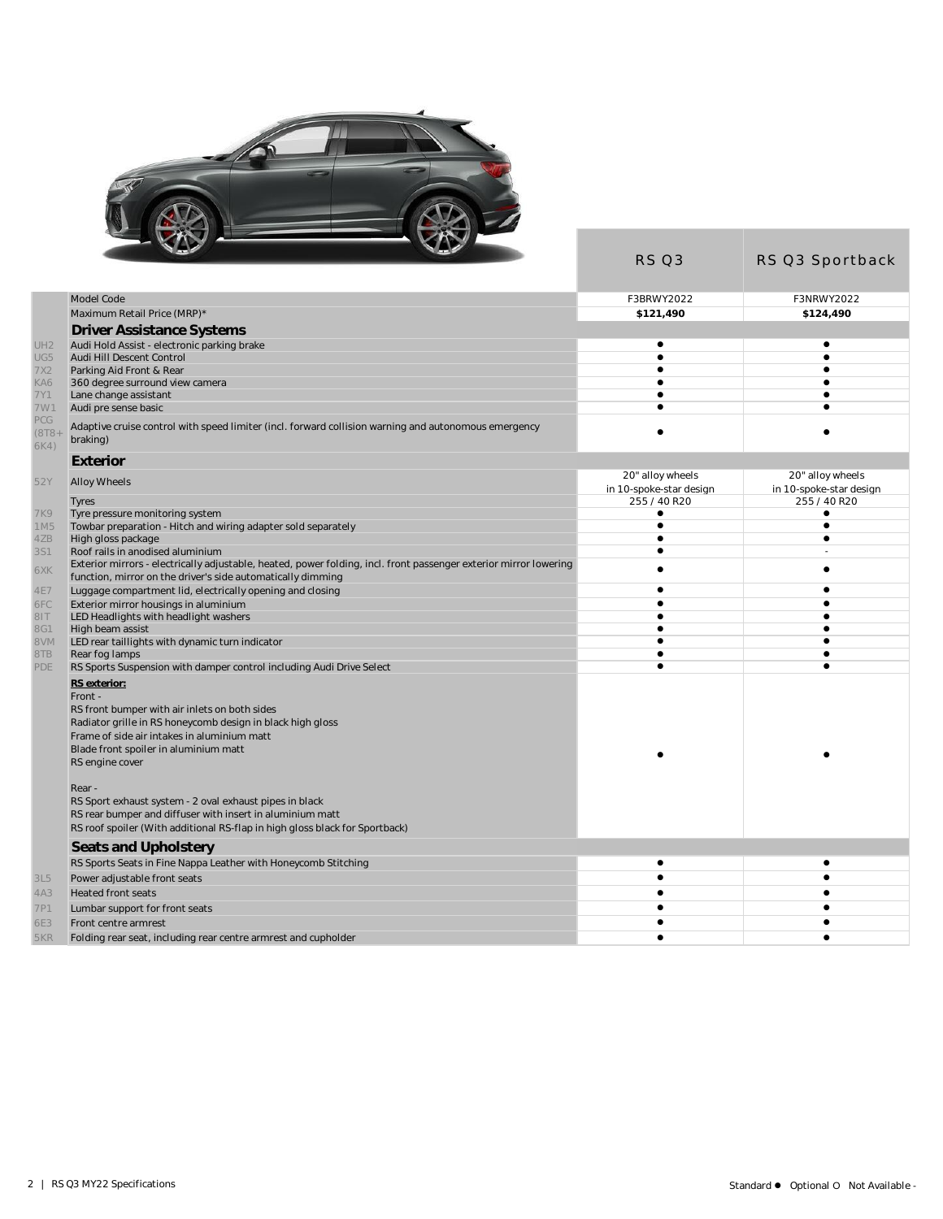| Code | | RS Q3 | RS Q3 Sportback |
|---|---|---|---|
| | Model Code | F3BRWY2022 | F3NRWY2022 |
| | Maximum Retail Price (MRP)* | **$121,490** | **$124,490** |
| | **Driver Assistance Systems** | | |
| UH2 | Audi Hold Assist - electronic parking brake | ● | ● |
| UG5 | Audi Hill Descent Control | ● | ● |
| 7X2 | Parking Aid Front & Rear | ● | ● |
| KA6 | 360 degree surround view camera | ● | ● |
| 7Y1 | Lane change assistant | ● | ● |
| 7W1 | Audi pre sense basic | ● | ● |
| PCG (8T8+ 6K4) | Adaptive cruise control with speed limiter (incl. forward collision warning and autonomous emergency braking) | ● | ● |
| | **Exterior** | | |
| 52Y | Alloy Wheels | 20" alloy wheels in 10-spoke-star design | 20" alloy wheels in 10-spoke-star design |
| | Tyres | 255 / 40 R20 | 255 / 40 R20 |
| 7K9 | Tyre pressure monitoring system | ● | ● |
| 1M5 | Towbar preparation - Hitch and wiring adapter sold separately | ● | ● |
| 4ZB | High gloss package | ● | ● |
| 3S1 | Roof rails in anodised aluminium | ● | - |
| 6XK | Exterior mirrors - electrically adjustable, heated, power folding, incl. front passenger exterior mirror lowering function, mirror on the driver's side automatically dimming | ● | ● |
| 4E7 | Luggage compartment lid, electrically opening and closing | ● | ● |
| 6FC | Exterior mirror housings in aluminium | ● | ● |
| 8IT | LED Headlights with headlight washers | ● | ● |
| 8G1 | High beam assist | ● | ● |
| 8VM | LED rear taillights with dynamic turn indicator | ● | ● |
| 8TB | Rear fog lamps | ● | ● |
| PDE | RS Sports Suspension with damper control including Audi Drive Select | ● | ● |
| | **RS exterior:**<br>Front -<br>RS front bumper with air inlets on both sides<br>Radiator grille in RS honeycomb design in black high gloss<br>Frame of side air intakes in aluminium matt<br>Blade front spoiler in aluminium matt<br>RS engine cover<br><br>Rear -<br>RS Sport exhaust system - 2 oval exhaust pipes in black<br>RS rear bumper and diffuser with insert in aluminium matt<br>RS roof spoiler (With additional RS-flap in high gloss black for Sportback) | ● | ● |
| | **Seats and Upholstery** | | |
| | RS Sports Seats in Fine Nappa Leather with Honeycomb Stitching | ● | ● |
| 3L5 | Power adjustable front seats | ● | ● |
| 4A3 | Heated front seats | ● | ● |
| 7P1 | Lumbar support for front seats | ● | ● |
| 6E3 | Front centre armrest | ● | ● |
| 5KR | Folding rear seat, including rear centre armrest and cupholder | ● | ● |

Standard ● Optional O Not Available -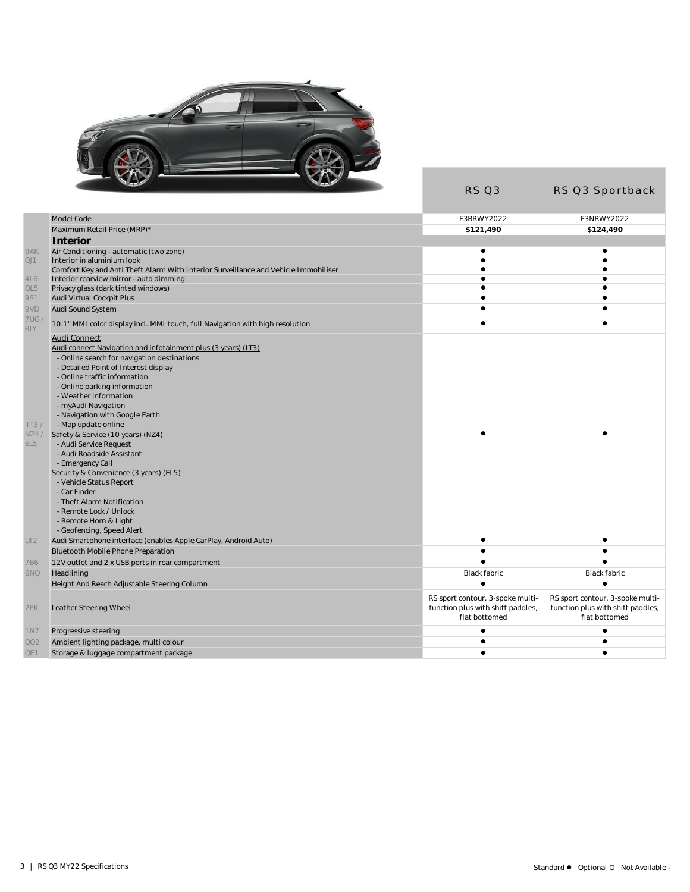| | | RS Q3 | RS Q3 Sportback |
|---|---|---|---|
| | Model Code | F3BRWY2022 | F3NRWY2022 |
| | Maximum Retail Price (MRP)* | **$121,490** | **$124,490** |
| | **Interior** | | |
| 9AK | Air Conditioning - automatic (two zone) | ● | ● |
| QJ1 | Interior in aluminium look | ● | ● |
| | Comfort Key and Anti Theft Alarm With Interior Surveillance and Vehicle Immobiliser | ● | ● |
| 4L6 | Interior rearview mirror - auto dimming | ● | ● |
| QL5 | Privacy glass (dark tinted windows) | ● | ● |
| 9S1 | Audi Virtual Cockpit Plus | ● | ● |
| 9VD | Audi Sound System | ● | ● |
| 7UG / 8IY | 10.1" MMI color display incl. MMI touch, full Navigation with high resolution | ● | ● |
| IT3 / NZ4 / EL5 | Audi Connect<br>Audi connect Navigation and infotainment plus (3 years) (IT3)<br>- Online search for navigation destinations<br>- Detailed Point of Interest display<br>- Online traffic information<br>- Online parking information<br>- Weather information<br>- myAudi Navigation<br>- Navigation with Google Earth<br>- Map update online<br>Safety & Service (10 years) (NZ4)<br>- Audi Service Request<br>- Audi Roadside Assistant<br>- Emergency Call<br>Security & Convenience (3 years) (EL5)<br>- Vehicle Status Report<br>- Car Finder<br>- Theft Alarm Notification<br>- Remote Lock / Unlock<br>- Remote Horn & Light<br>- Geofencing, Speed Alert | ● | ● |
| UI2 | Audi Smartphone interface (enables Apple CarPlay, Android Auto) | ● | ● |
| | Bluetooth Mobile Phone Preparation | ● | ● |
| 7B6 | 12V outlet and 2 x USB ports in rear compartment | ● | ● |
| 6NQ | Headlining | Black fabric | Black fabric |
| | Height And Reach Adjustable Steering Column | ● | ● |
| 2PK | Leather Steering Wheel | RS sport contour, 3-spoke multi-function plus with shift paddles, flat bottomed | RS sport contour, 3-spoke multi-function plus with shift paddles, flat bottomed |
| 1N7 | Progressive steering | ● | ● |
| QQ2 | Ambient lighting package, multi colour | ● | ● |
| QE1 | Storage & luggage compartment package | ● | ● |

Standard ● Optional O Not Available -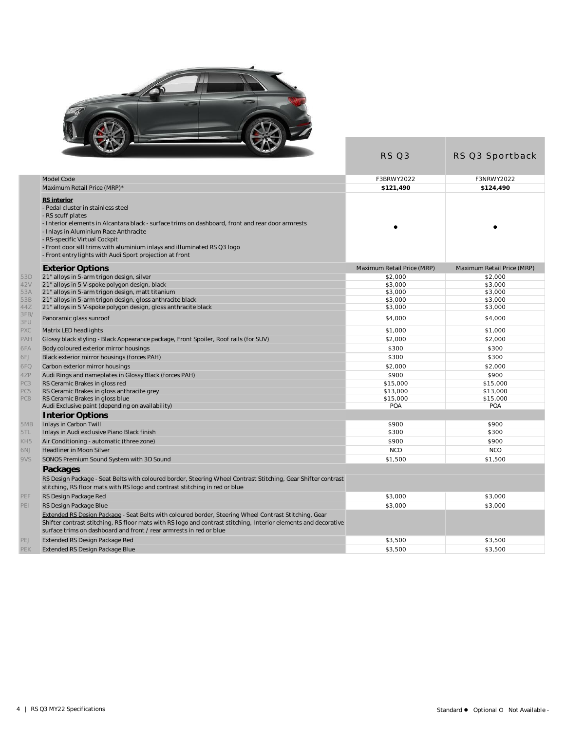| | | RS Q3 | RS Q3 Sportback |
|---|---|---|---|
| | Model Code | F3BRWY2022 | F3NRWY2022 |
| | Maximum Retail Price (MRP)* | **$121,490** | **$124,490** |
| | **RS interior**<br>- Pedal cluster in stainless steel<br>- RS scuff plates<br>- Interior elements in Alcantara black - surface trims on dashboard, front and rear door armrests<br>- Inlays in Aluminium Race Anthracite<br>- RS-specific Virtual Cockpit<br>- Front door sill trims with aluminium inlays and illuminated RS Q3 logo<br>- Front entry lights with Audi Sport projection at front | ● | ● |
| | **Exterior Options** | Maximum Retail Price (MRP) | Maximum Retail Price (MRP) |
| 53D | 21" alloys in 5-arm trigon design, silver | $2,000 | $2,000 |
| 42V | 21" alloys in 5 V-spoke polygon design, black | $3,000 | $3,000 |
| 53A | 21" alloys in 5-arm trigon design, matt titanium | $3,000 | $3,000 |
| 53B | 21" alloys in 5-arm trigon design, gloss anthracite black | $3,000 | $3,000 |
| 44Z | 21" alloys in 5 V-spoke polygon design, gloss anthracite black | $3,000 | $3,000 |
| 3FB/ 3FU | Panoramic glass sunroof | $4,000 | $4,000 |
| PXC | Matrix LED headlights | $1,000 | $1,000 |
| PAH | Glossy black styling - Black Appearance package, Front Spoiler, Roof rails (for SUV) | $2,000 | $2,000 |
| 6FA | Body coloured exterior mirror housings | $300 | $300 |
| 6FJ | Black exterior mirror housings (forces PAH) | $300 | $300 |
| 6FQ | Carbon exterior mirror housings | $2,000 | $2,000 |
| 4ZP | Audi Rings and nameplates in Glossy Black (forces PAH) | $900 | $900 |
| PC3 | RS Ceramic Brakes in gloss red | $15,000 | $15,000 |
| PC5 | RS Ceramic Brakes in gloss anthracite grey | $13,000 | $13,000 |
| PC8 | RS Ceramic Brakes in gloss blue | $15,000 | $15,000 |
| | Audi Exclusive paint (depending on availability) | POA | POA |
| | **Interior Options** | | |
| 5MB | Inlays in Carbon Twill | $900 | $900 |
| 5TL | Inlays in Audi exclusive Piano Black finish | $300 | $300 |
| KH5 | Air Conditioning - automatic (three zone) | $900 | $900 |
| 6NJ | Headliner in Moon Silver | NCO | NCO |
| 9VS | SONOS Premium Sound System with 3D Sound | $1,500 | $1,500 |
| | **Packages** | | |
| | RS Design Package - Seat Belts with coloured border, Steering Wheel Contrast Stitching, Gear Shifter contrast stitching, RS floor mats with RS logo and contrast stitching in red or blue | | |
| PEF | RS Design Package Red | $3,000 | $3,000 |
| PEI | RS Design Package Blue | $3,000 | $3,000 |
| | Extended RS Design Package - Seat Belts with coloured border, Steering Wheel Contrast Stitching, Gear Shifter contrast stitching, RS floor mats with RS logo and contrast stitching, Interior elements and decorative surface trims on dashboard and front / rear armrests in red or blue | | |
| PEJ | Extended RS Design Package Red | $3,500 | $3,500 |
| PEK | Extended RS Design Package Blue | $3,500 | $3,500 |

Standard ● Optional O Not Available -